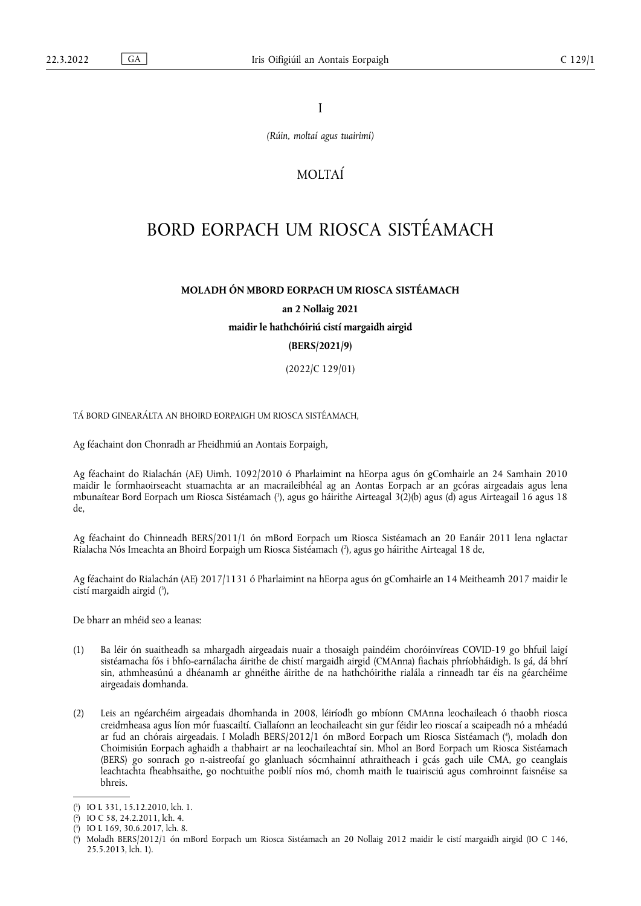I

*(Rúin, moltaí agus tuairimí)*

# MOLTAÍ

# BORD EORPACH UM RIOSCA SISTÉAMACH

**MOLADH ÓN MBORD EORPACH UM RIOSCA SISTÉAMACH**

**an 2 Nollaig 2021**

**maidir le hathchóiriú cistí margaidh airgid**

**(BERS/2021/9)**

(2022/C 129/01)

TÁ BORD GINEARÁLTA AN BHOIRD EORPAIGH UM RIOSCA SISTÉAMACH,

Ag féachaint don Chonradh ar Fheidhmiú an Aontais Eorpaigh,

Ag féachaint do Rialachán (AE) Uimh. 1092/2010 ó Pharlaimint na hEorpa agus ón gComhairle an 24 Samhain 2010 maidir le formhaoirseacht stuamachta ar an macraileibhéal ag an Aontas Eorpach ar an gcóras airgeadais agus lena mbunaítear Bord Eorpach um Riosca Sistéamach ([1]), agus go háirithe Airteagal 3(2)(b) agus (d) agus Airteagail 16 agus 18 de,

Ag féachaint do Chinneadh BERS/2011/1 ón mBord Eorpach um Riosca Sistéamach an 20 Eanáir 2011 lena nglactar Rialacha Nós Imeachta an Bhoird Eorpaigh um Riosca Sistéamach ([2]), agus go háirithe Airteagal 18 de,

Ag féachaint do Rialachán (AE) 2017/1131 ó Pharlaimint na hEorpa agus ón gComhairle an 14 Meitheamh 2017 maidir le cistí margaidh airgid ([3]),

De bharr an mhéid seo a leanas:

(1) Ba léir ón suaitheadh sa mhargadh airgeadais nuair a thosaigh paindéim choróinvíreas COVID-19 go bhfuil laigí sistéamacha fós i bhfo-earnálacha áirithe de chistí margaidh airgid (CMAnna) fiachais phríobháidigh. Is gá, dá bhrí sin, athmheasúnú a dhéanamh ar ghnéithe áirithe de na hathchóirithe rialála a rinneadh tar éis na géarchéime airgeadais domhanda.

(2) Leis an ngéarchéim airgeadais dhomhanda in 2008, léiríodh go mbíonn CMAnna leochaileach ó thaobh riosca creidmheasa agus líon mór fuascailtí. Ciallaíonn an leochaileacht sin gur féidir leo rioscaí a scaipeadh nó a mhéadú ar fud an chórais airgeadais. I Moladh BERS/2012/1 ón mBord Eorpach um Riosca Sistéamach ([4]), moladh don Choimisiún Eorpach aghaidh a thabhairt ar na leochaileachtaí sin. Mhol an Bord Eorpach um Riosca Sistéamach (BERS) go sonrach go n-aistreofaí go glanluach sócmhainní athraitheach i gcás gach uile CMA, go ceanglais leachtachta fheabhsaithe, go nochtuithe poiblí níos mó, chomh maith le tuairisciú agus comhroinnt faisnéise sa bhreis.

---

([1]) IO L 331, 15.12.2010, lch. 1.

([2]) IO C 58, 24.2.2011, lch. 4.

([3]) IO L 169, 30.6.2017, lch. 8.

([4]) Moladh BERS/2012/1 ón mBord Eorpach um Riosca Sistéamach an 20 Nollaig 2012 maidir le cistí margaidh airgid (IO C 146, 25.5.2013, lch. 1).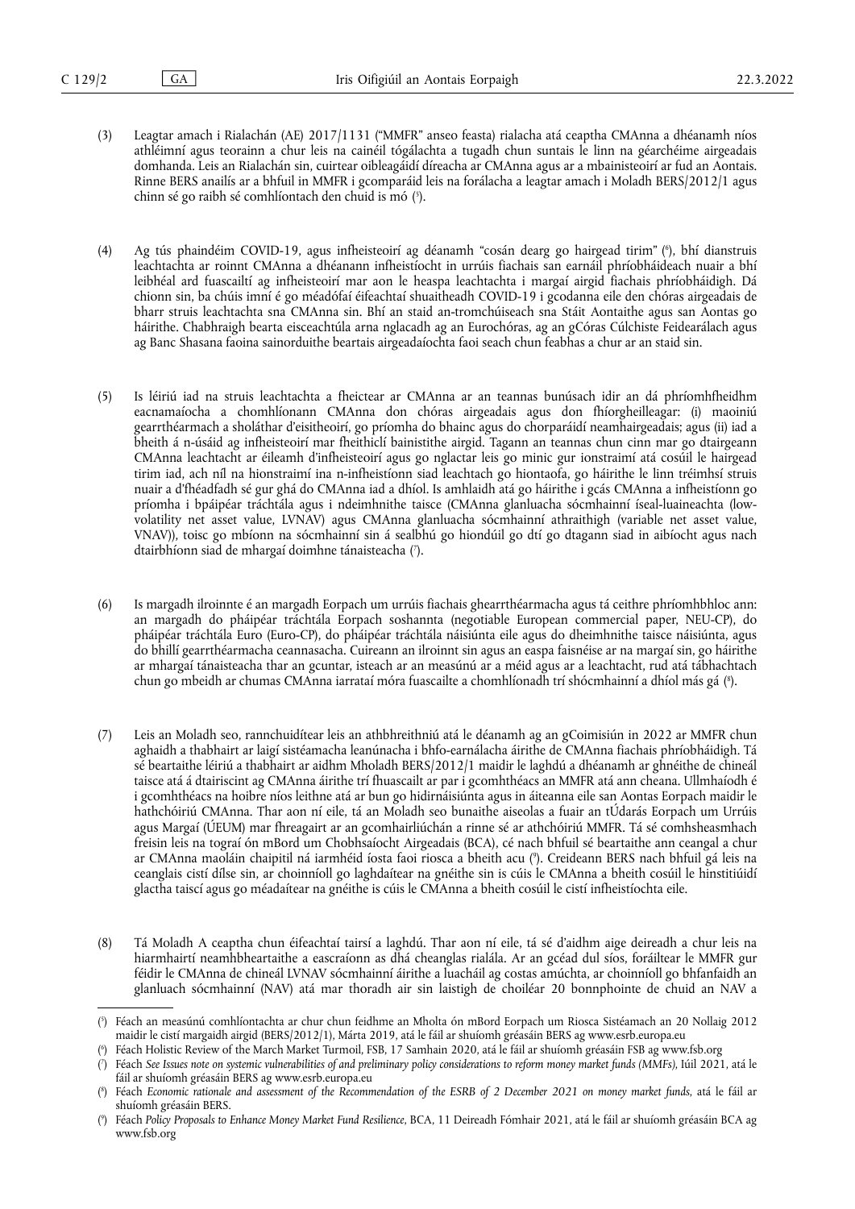(3) Leagtar amach i Rialachán (AE) 2017/1131 ("MMFR" anseo feasta) rialacha atá ceaptha CMAnna a dhéanamh níos athléimní agus teorainn a chur leis na cainéil tógálachta a tugadh chun suntais le linn na géarchéime airgeadais domhanda. Leis an Rialachán sin, cuirtear oibleagáidí díreacha ar CMAnna agus ar a mbainisteoirí ar fud an Aontais. Rinne BERS anailís ar a bhfuil in MMFR i gcomparáid leis na forálacha a leagtar amach i Moladh BERS/2012/1 agus chinn sé go raibh sé comhlíontach den chuid is mó [5].

(4) Ag tús phaindéim COVID-19, agus infheisteoirí ag déanamh "cosán dearg go hairgead tirim" [6], bhí dianstruis leachtachta ar roinnt CMAnna a dhéanann infheistíocht in urrúis fiachais san earnáil phríobháideach nuair a bhí leibhéal ard fuascailtí ag infheisteoirí mar aon le heaspa leachtachta i margaí airgid fiachais phríobháidigh. Dá chionn sin, ba chúis imní é go méadófaí éifeachtaí shuaitheadh COVID-19 i gcodanna eile den chóras airgeadais de bharr struis leachtachta sna CMAnna sin. Bhí an staid an-tromchúiseach sna Stáit Aontaithe agus san Aontas go háirithe. Chabhraigh bearta eisceachtúla arna nglacadh ag an Eurochóras, ag an gCóras Cúlchiste Feidearálach agus ag Banc Shasana faoina sainorduithe beartais airgeadaíochta faoi seach chun feabhas a chur ar an staid sin.

(5) Is léiriú iad na struis leachtachta a fheictear ar CMAnna ar an teannas bunúsach idir an dá phríomhfheidhm eacnamaíocha a chomhlíonann CMAnna don chóras airgeadais agus don fhíorgheilleagar: (i) maoiniú gearrthéarmach a sholáthar d'eisitheoirí, go príomha do bhainc agus do chorparáidí neamhairgeadais; agus (ii) iad a bheith á n-úsáid ag infheisteoirí mar fheithiclí bainistithe airgid. Tagann an teannas chun cinn mar go dtairgeann CMAnna leachtacht ar éileamh d'infheisteoirí agus go nglactar leis go minic gur ionstraimí atá cosúil le hairgead tirim iad, ach níl na hionstraimí ina n-infheistíonn siad leachtach go hiontaofa, go háirithe le linn tréimhsí struis nuair a d'fhéadfadh sé gur ghá do CMAnna iad a dhíol. Is amhlaidh atá go háirithe i gcás CMAnna a infheistíonn go príomha i bpáipéar tráchtála agus i ndeimhnithe taisce (CMAnna glanluacha sócmhainní íseal-luaineachta (low-volatility net asset value, LVNAV) agus CMAnna glanluacha sócmhainní athraithigh (variable net asset value, VNAV)), toisc go mbíonn na sócmhainní sin á sealbhú go hiondúil go dtí go dtagann siad in aibíocht agus nach dtairbhíonn siad de mhargaí doimhne tánaisteacha [7].

(6) Is margadh ilroinnte é an margadh Eorpach um urrúis fiachais ghearrthéarmacha agus tá ceithre phríomhbhloc ann: an margadh do pháipéar tráchtála Eorpach soshannta (negotiable European commercial paper, NEU-CP), do pháipéar tráchtála Euro (Euro-CP), do pháipéar tráchtála náisiúnta eile agus do dheimhnithe taisce náisiúnta, agus do bhillí gearrthéarmacha ceannasacha. Cuireann an ilroinnt sin agus an easpa faisnéise ar na margaí sin, go háirithe ar mhargaí tánaisteacha thar an gcuntar, isteach ar an measúnú ar a méid agus ar a leachtacht, rud atá tábhachtach chun go mbeidh ar chumas CMAnna iarrataí móra fuascailte a chomhlíonadh trí shócmhainní a dhíol más gá [8].

(7) Leis an Moladh seo, rannchuidítear leis an athbhreithniú atá le déanamh ag an gCoimisiún in 2022 ar MMFR chun aghaidh a thabhairt ar laigí sistéamacha leanúnacha i bhfo-earnálacha áirithe de CMAnna fiachais phríobháidigh. Tá sé beartaithe léiriú a thabhairt ar aidhm Mholadh BERS/2012/1 maidir le laghdú a dhéanamh ar ghnéithe de chineál taisce atá á dtairiscint ag CMAnna áirithe trí fhuascailt ar par i gcomhthéacs an MMFR atá ann cheana. Ullmhaíodh é i gcomhthéacs na hoibre níos leithne atá ar bun go hidirnáisiúnta agus in áiteanna eile san Aontas Eorpach maidir le hathchóiriú CMAnna. Thar aon ní eile, tá an Moladh seo bunaithe aiseolas a fuair an tÚdarás Eorpach um Urrúis agus Margaí (ÚEUM) mar fhreagairt ar an gcomhairliúchán a rinne sé ar athchóiriú MMFR. Tá sé comhsheasmhach freisin leis na tograí ón mBord um Chobhsaíocht Airgeadais (BCA), cé nach bhfuil sé beartaithe ann ceangal a chur ar CMAnna maoláin chaipitil ná iarmhéid íosta faoi riosca a bheith acu [9]. Creideann BERS nach bhfuil gá leis na ceanglais cistí dílse sin, ar choinníoll go laghdaítear na gnéithe sin is cúis le CMAnna a bheith cosúil le hinstitiúidí glactha taiscí agus go méadaítear na gnéithe is cúis le CMAnna a bheith cosúil le cistí infheistíochta eile.

(8) Tá Moladh A ceaptha chun éifeachtaí tairsí a laghdú. Thar aon ní eile, tá sé d'aidhm aige deireadh a chur leis na hiarmhairtí neamhbheartaithe a eascraíonn as dhá cheanglas rialála. Ar an gcéad dul síos, foráiltear le MMFR gur féidir le CMAnna de chineál LVNAV sócmhainní áirithe a luacháil ag costas amúchta, ar choinníoll go bhfanfaidh an glanluach sócmhainní (NAV) atá mar thoradh air sin laistigh de choiléar 20 bonnphointe de chuid an NAV a

---

[5] Féach an measúnú comhlíontachta ar chur chun feidhme an Mholta ón mBord Eorpach um Riosca Sistéamach an 20 Nollaig 2012 maidir le cistí margaidh airgid (BERS/2012/1), Márta 2019, atá le fáil ar shuíomh gréasáin BERS ag www.esrb.europa.eu

[6] Féach Holistic Review of the March Market Turmoil, FSB, 17 Samhain 2020, atá le fáil ar shuíomh gréasáin FSB ag www.fsb.org

[7] Féach *See Issues note on systemic vulnerabilities of and preliminary policy considerations to reform money market funds (MMFs)*, Iúil 2021, atá le fáil ar shuíomh gréasáin BERS ag www.esrb.europa.eu

[8] Féach *Economic rationale and assessment of the Recommendation of the ESRB of 2 December 2021 on money market funds*, atá le fáil ar shuíomh gréasáin BERS.

[9] Féach *Policy Proposals to Enhance Money Market Fund Resilience*, BCA, 11 Deireadh Fómhair 2021, atá le fáil ar shuíomh gréasáin BCA ag www.fsb.org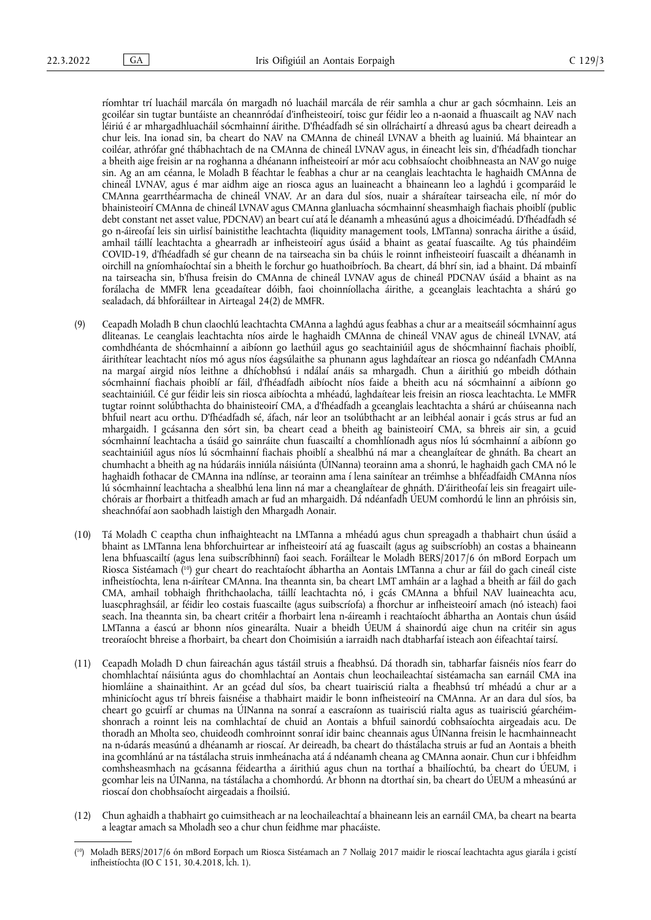ríomhtar trí luacháil marcála ón margadh nó luacháil marcála de réir samhla a chur ar gach sócmhainn. Leis an gcoiléar sin tugtar buntáiste an cheannródaí d'infheisteoirí, toisc gur féidir leo a n-aonaid a fhuascailt ag NAV nach léiriú é ar mhargadhluacháil sócmhainní áirithe. D'fhéadfadh sé sin ollráchairtí a dhreasú agus ba cheart deireadh a chur leis. Ina ionad sin, ba cheart do NAV na CMAnna de chineál LVNAV a bheith ag luainiú. Má bhaintear an coiléar, athrófar gné thábhachtach de na CMAnna de chineál LVNAV agus, in éineacht leis sin, d'fhéadfadh tionchar a bheith aige freisin ar na roghanna a dhéanann infheisteoirí ar mór acu cobhsaíocht choibhneasta an NAV go nuige sin. Ag an am céanna, le Moladh B féachtar le feabhas a chur ar na ceanglais leachtachta le haghaidh CMAnna de chineál LVNAV, agus é mar aidhm aige an riosca agus an luaineacht a bhaineann leo a laghdú i gcomparáid le CMAnna gearrthéarmacha de chineál VNAV. Ar an dara dul síos, nuair a sháraítear tairseacha eile, ní mór do bhainisteoirí CMAnna de chineál LVNAV agus CMAnna glanluacha sócmhainní sheasmhaigh fiachais phoiblí (public debt constant net asset value, PDCNAV) an beart cuí atá le déanamh a mheasúnú agus a dhoiciméadú. D'fhéadfadh sé go n-áireofaí leis sin uirlisí bainistithe leachtachta (liquidity management tools, LMTanna) sonracha áirithe a úsáid, amhail táillí leachtachta a ghearradh ar infheisteoirí agus úsáid a bhaint as geataí fuascailte. Ag tús phaindéim COVID-19, d'fhéadfadh sé gur cheann de na tairseacha sin ba chúis le roinnt infheisteoirí fuascailt a dhéanamh in oirchill na gníomhaíochtaí sin a bheith le forchur go huathoibríoch. Ba cheart, dá bhrí sin, iad a bhaint. Dá mbainfí na tairseacha sin, b'fhusa freisin do CMAnna de chineál LVNAV agus de chineál PDCNAV úsáid a bhaint as na forálacha de MMFR lena gceadaítear dóibh, faoi choinníollacha áirithe, a gceanglais leachtachta a shárú go sealadach, dá bhforáiltear in Airteagal 24(2) de MMFR.

(9) Ceapadh Moladh B chun claochlú leachtachta CMAnna a laghdú agus feabhas a chur ar a meaitseáil sócmhainní agus dliteanas. Le ceanglais leachtachta níos airde le haghaidh CMAnna de chineál VNAV agus de chineál LVNAV, atá comhdhéanta de shócmhainní a aibíonn go laethúil agus go seachtainiúil agus de shócmhainní fiachais phoiblí, áirithítear leachtacht níos mó agus níos éagsúlaithe sa phunann agus laghdaítear an riosca go ndéanfadh CMAnna na margaí airgid níos leithne a dhíchobhsú i ndálaí anáis sa mhargadh. Chun a áirithiú go mbeidh dóthain sócmhainní fiachais phoiblí ar fáil, d'fhéadfadh aibíocht níos faide a bheith acu ná sócmhainní a aibíonn go seachtainiúil. Cé gur féidir leis sin riosca aibíochta a mhéadú, laghdaítear leis freisin an riosca leachtachta. Le MMFR tugtar roinnt solúbthachta do bhainisteoirí CMA, a d'fhéadfadh a gceanglais leachtachta a shárú ar chúiseanna nach bhfuil neart acu orthu. D'fhéadfadh sé, áfach, nár leor an tsolúbthacht ar an leibhéal aonair i gcás strus ar fud an mhargaidh. I gcásanna den sórt sin, ba cheart cead a bheith ag bainisteoirí CMA, sa bhreis air sin, a gcuid sócmhainní leachtacha a úsáid go sainráite chun fuascailtí a chomhlíonadh agus níos lú sócmhainní a aibíonn go seachtainiúil agus níos lú sócmhainní fiachais phoiblí a shealbhú ná mar a cheanglaítear de ghnáth. Ba cheart an chumhacht a bheith ag na húdaráis inniúla náisiúnta (ÚINanna) teorainn ama a shonrú, le haghaidh gach CMA nó le haghaidh fothacar de CMAnna ina ndlínse, ar teorainn ama í lena sainítear an tréimhse a bhféadfaidh CMAnna níos lú sócmhainní leachtacha a shealbhú lena linn ná mar a cheanglaítear de ghnáth. D'áiritheofaí leis sin freagairt uile-chórais ar fhorbairt a thitfeadh amach ar fud an mhargaidh. Dá ndéanfadh ÚEUM comhordú le linn an phróisis sin, sheachnófaí aon saobhadh laistigh den Mhargadh Aonair.

(10) Tá Moladh C ceaptha chun infhaighteacht na LMTanna a mhéadú agus chun spreagadh a thabhairt chun úsáid a bhaint as LMTanna lena bhforchuirtear ar infheisteoirí atá ag fuascailt (agus ag suibscríobh) an costas a bhaineann lena bhfuascailtí (agus lena suibscríbhinní) faoi seach. Foráiltear le Moladh BERS/2017/6 ón mBord Eorpach um Riosca Sistéamach ([10]) gur cheart do reachtaíocht ábhartha an Aontais LMTanna a chur ar fáil do gach cineál ciste infheistíochta, lena n-áirítear CMAnna. Ina theannta sin, ba cheart LMT amháin ar a laghad a bheith ar fáil do gach CMA, amhail tobhaigh fhrithchaolacha, táillí leachtachta nó, i gcás CMAnna a bhfuil NAV luaineachta acu, luascphraghsáil, ar féidir leo costais fuascailte (agus suibscríofa) a fhorchur ar infheisteoirí amach (nó isteach) faoi seach. Ina theannta sin, ba cheart critéir a fhorbairt lena n-áireamh i reachtaíocht ábhartha an Aontais chun úsáid LMTanna a éascú ar bhonn níos ginearálta. Nuair a bheidh ÚEUM á shainordú aige chun na critéir sin agus treoraíocht bhreise a fhorbairt, ba cheart don Choimisiún a iarraidh nach dtabharfaí isteach aon éifeachtaí tairsí.

(11) Ceapadh Moladh D chun faireachán agus tástáil struis a fheabhsú. Dá thoradh sin, tabharfar faisnéis níos fearr do chomhlachtaí náisiúnta agus do chomhlachtaí an Aontais chun leochaileachtaí sistéamacha san earnáil CMA ina hiomláine a shainaithint. Ar an gcéad dul síos, ba cheart tuairisciú rialta a fheabhsú trí mhéadú a chur ar a mhinicíocht agus trí bhreis faisnéise a thabhairt maidir le bonn infheisteoirí na CMAnna. Ar an dara dul síos, ba cheart go gcuirfí ar chumas na ÚINanna na sonraí a eascraíonn as tuairisciú rialta agus as tuairisciú géarchéim-shonrach a roinnt leis na comhlachtaí de chuid an Aontais a bhfuil sainordú cobhsaíochta airgeadais acu. De thoradh an Mholta seo, chuideodh comhroinnt sonraí idir bainc cheannais agus ÚINanna freisin le hacmhainneacht na n-údarás measúnú a dhéanamh ar rioscaí. Ar deireadh, ba cheart do thástálacha struis ar fud an Aontais a bheith ina gcomhlánú ar na tástálacha struis inmheánacha atá á ndéanamh cheana ag CMAnna aonair. Chun cur i bhfeidhm comhsheasmhach na gcásanna féideartha a áirithiú agus chun na torthaí a bhailíochtú, ba cheart do ÚEUM, i gcomhar leis na ÚINanna, na tástálacha a chomhordú. Ar bhonn na dtorthaí sin, ba cheart do ÚEUM a mheasúnú ar rioscaí don chobhsaíocht airgeadais a fhoilsiú.

(12) Chun aghaidh a thabhairt go cuimsitheach ar na leochaileachtaí a bhaineann leis an earnáil CMA, ba cheart na bearta a leagtar amach sa Mholadh seo a chur chun feidhme mar phacáiste.

---

([10]) Moladh BERS/2017/6 ón mBord Eorpach um Riosca Sistéamach an 7 Nollaig 2017 maidir le rioscaí leachtachta agus giarála i gcistí infheistíochta (IO C 151, 30.4.2018, lch. 1).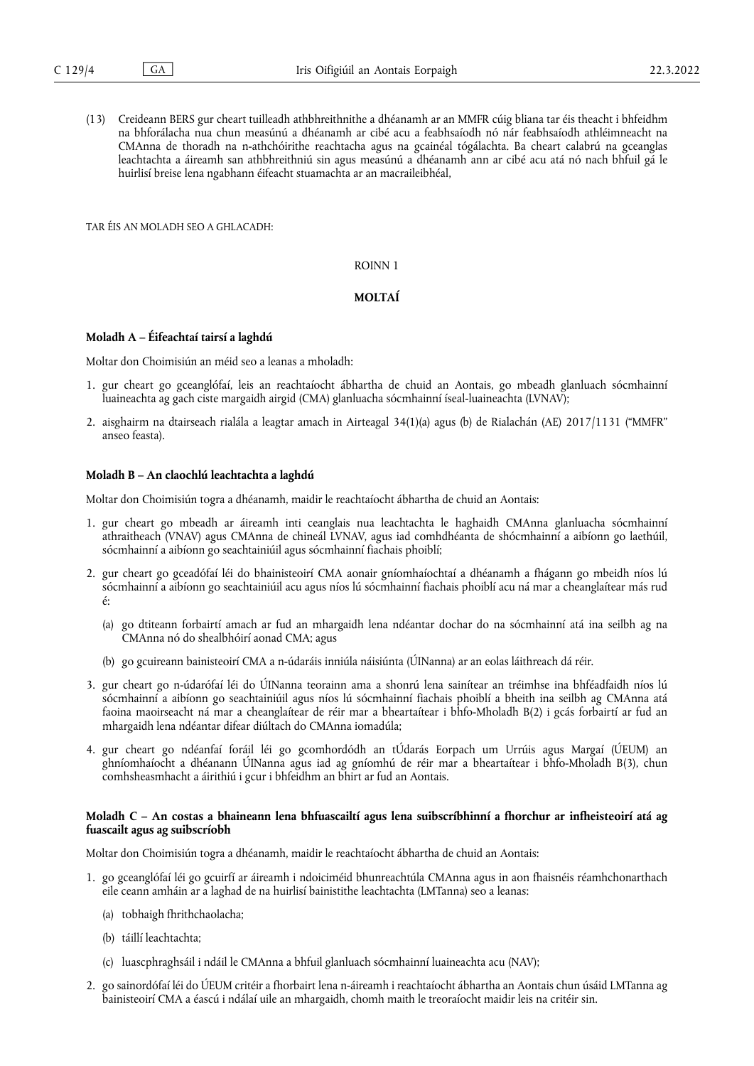(13) Creideann BERS gur cheart tuilleadh athbhreithnithe a dhéanamh ar an MMFR cúig bliana tar éis theacht i bhfeidhm na bhforálacha nua chun measúnú a dhéanamh ar cibé acu a feabhsaíodh nó nár feabhsaíodh athléimneacht na CMAnna de thoradh na n-athchóirithe reachtacha agus na gcainéal tógálachta. Ba cheart calabrú na gceanglas leachtachta a áireamh san athbhreithniú sin agus measúnú a dhéanamh ann ar cibé acu atá nó nach bhfuil gá le huirlisí breise lena ngabhann éifeacht stuamachta ar an macraileibhéal,

TAR ÉIS AN MOLADH SEO A GHLACADH:

ROINN 1

## MOLTAÍ

### Moladh A – Éifeachtaí tairsí a laghdú

Moltar don Choimisiún an méid seo a leanas a mholadh:

1. gur cheart go gceanglófaí, leis an reachtaíocht ábhartha de chuid an Aontais, go mbeadh glanluach sócmhainní luaineachta ag gach ciste margaidh airgid (CMA) glanluacha sócmhainní íseal-luaineachta (LVNAV);
2. aisghairm na dtairseach rialála a leagtar amach in Airteagal 34(1)(a) agus (b) de Rialachán (AE) 2017/1131 ("MMFR" anseo feasta).

### Moladh B – An claochlú leachtachta a laghdú

Moltar don Choimisiún togra a dhéanamh, maidir le reachtaíocht ábhartha de chuid an Aontais:

1. gur cheart go mbeadh ar áireamh inti ceanglais nua leachtachta le haghaidh CMAnna glanluacha sócmhainní athraitheach (VNAV) agus CMAnna de chineál LVNAV, agus iad comhdhéanta de shócmhainní a aibíonn go laethúil, sócmhainní a aibíonn go seachtainiúil agus sócmhainní fiachais phoiblí;
2. gur cheart go gceadófaí léi do bhainisteoirí CMA aonair gníomhaíochtaí a dhéanamh a fhágann go mbeidh níos lú sócmhainní a aibíonn go seachtainiúil acu agus níos lú sócmhainní fiachais phoiblí acu ná mar a cheanglaítear más rud é:
   - (a) go dtiteann forbairtí amach ar fud an mhargaidh lena ndéantar dochar do na sócmhainní atá ina seilbh ag na CMAnna nó do shealbhóirí aonad CMA; agus
   - (b) go gcuireann bainisteoirí CMA a n-údaráis inniúla náisiúnta (ÚINanna) ar an eolas láithreach dá réir.
3. gur cheart go n-údarófaí léi do ÚINanna teorainn ama a shonrú lena sainítear an tréimhse ina bhféadfaidh níos lú sócmhainní a aibíonn go seachtainiúil agus níos lú sócmhainní fiachais phoiblí a bheith ina seilbh ag CMAnna atá faoina maoirseacht ná mar a cheanglaítear de réir mar a bheartaítear i bhfo-Mholadh B(2) i gcás forbairtí ar fud an mhargaidh lena ndéantar difear diúltach do CMAnna iomadúla;
4. gur cheart go ndéanfaí foráil léi go gcomhordódh an tÚdarás Eorpach um Urrúis agus Margaí (ÚEUM) an ghníomhaíocht a dhéanann ÚINanna agus iad ag gníomhú de réir mar a bheartaítear i bhfo-Mholadh B(3), chun comhsheasmhacht a áirithiú i gcur i bhfeidhm an bhirt ar fud an Aontais.

### Moladh C – An costas a bhaineann lena bhfuascailtí agus lena suibscríbhinní a fhorchur ar infheisteoirí atá ag fuascailt agus ag suibscríobh

Moltar don Choimisiún togra a dhéanamh, maidir le reachtaíocht ábhartha de chuid an Aontais:

1. go gceanglófaí léi go gcuirfí ar áireamh i ndoiciméid bhunreachtúla CMAnna agus in aon fhaisnéis réamhchonarthach eile ceann amháin ar a laghad de na huirlisí bainistithe leachtachta (LMTanna) seo a leanas:
   - (a) tobhaigh fhrithchaolacha;
   - (b) táillí leachtachta;
   - (c) luascphraghsáil i ndáil le CMAnna a bhfuil glanluach sócmhainní luaineachta acu (NAV);
2. go sainordófaí léi do ÚEUM critéir a fhorbairt lena n-áireamh i reachtaíocht ábhartha an Aontais chun úsáid LMTanna ag bainisteoirí CMA a éascú i ndálaí uile an mhargaidh, chomh maith le treoraíocht maidir leis na critéir sin.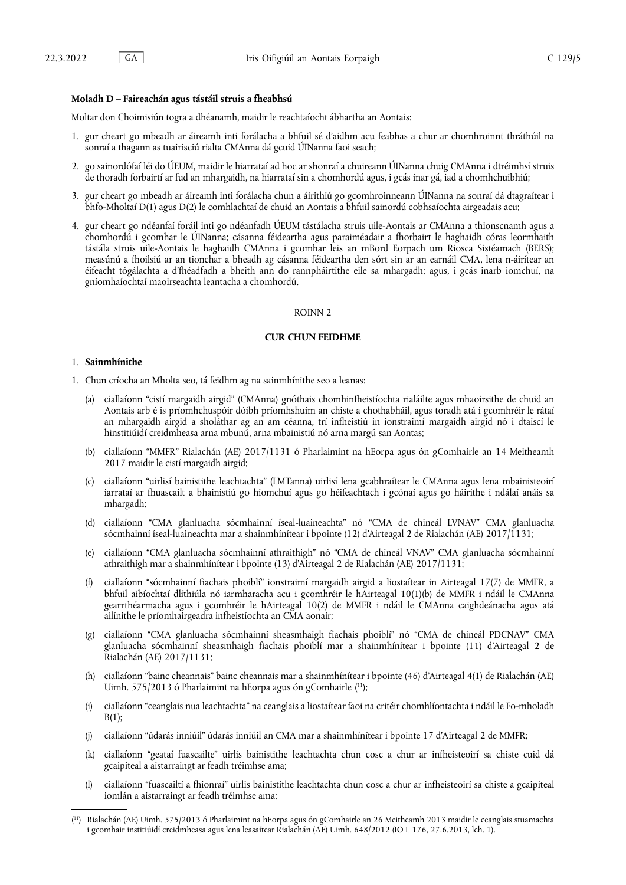**Moladh D – Faireachán agus tástáil struis a fheabhsú**

Moltar don Choimisiún togra a dhéanamh, maidir le reachtaíocht ábhartha an Aontais:

1. gur cheart go mbeadh ar áireamh inti forálacha a bhfuil sé d'aidhm acu feabhas a chur ar chomhroinnt thráthúil na sonraí a thagann as tuairisciú rialta CMAnna dá gcuid ÚINanna faoi seach;
2. go sainordófaí léi do ÚEUM, maidir le hiarrataí ad hoc ar shonraí a chuireann ÚINanna chuig CMAnna i dtréimhsí struis de thoradh forbairtí ar fud an mhargaidh, na hiarrataí sin a chomhordú agus, i gcás inar gá, iad a chomhchuibhiú;
3. gur cheart go mbeadh ar áireamh inti forálacha chun a áirithiú go gcomhroinneann ÚINanna na sonraí dá dtagraítear i bhFo-Mholtaí D(1) agus D(2) le comhlachtaí de chuid an Aontais a bhfuil sainordú cobhsaíochta airgeadais acu;
4. gur cheart go ndéanfaí foráil inti go ndéanfadh ÚEUM tástálacha struis uile-Aontais ar CMAnna a thionscnamh agus a chomhordú i gcomhar le ÚINanna; cásanna féideartha agus paraiméadair a fhorbairt le haghaidh córas leormhaith tástála struis uile-Aontais le haghaidh CMAnna i gcomhar leis an mBord Eorpach um Riosca Sistéamach (BERS); measúnú a fhoilsiú ar an tionchar a bheadh ag cásanna féideartha den sórt sin ar an earnáil CMA, lena n-áirítear an éifeacht tógálachta a d'fhéadfadh a bheith ann do rannpháirtithe eile sa mhargadh; agus, i gcás inarb iomchuí, na gníomhaíochtaí maoirseachta leantacha a chomhordú.

## ROINN 2

## CUR CHUN FEIDHME

### 1. **Sainmhínithe**

1. Chun críocha an Mholta seo, tá feidhm ag na sainmhínithe seo a leanas:

   (a) ciallaíonn "cistí margaidh airgid" (CMAnna) gnóthais chomhinfheistíochta rialáilte agus mhaoirsithe de chuid an Aontais arb é is príomhchuspóir dóibh príomhshuim an chiste a chothabháil, agus toradh atá i gcomhréir le rátaí an mhargaidh airgid a sholáthar ag an am céanna, trí infheistiú in ionstraimí margaidh airgid nó i dtaiscí le hinstitiúidí creidmheasa arna mbunú, arna mbainistiú nó arna margú san Aontas;

   (b) ciallaíonn "MMFR" Rialachán (AE) 2017/1131 ó Pharlaimint na hEorpa agus ón gComhairle an 14 Meitheamh 2017 maidir le cistí margaidh airgid;

   (c) ciallaíonn "uirlisí bainistithe leachtachta" (LMTanna) uirlisí lena gcabhraítear le CMAnna agus lena mbainisteoirí iarrataí ar fhuascailt a bhainistiú go hiomchuí agus go héifeachtach i gcónaí agus go háirithe i ndálaí anáis sa mhargadh;

   (d) ciallaíonn "CMA glanluacha sócmhainní íseal-luaineachta" nó "CMA de chineál LVNAV" CMA glanluacha sócmhainní íseal-luaineachta mar a shainmhínítear i bpointe (12) d'Airteagal 2 de Rialachán (AE) 2017/1131;

   (e) ciallaíonn "CMA glanluacha sócmhainní athraithigh" nó "CMA de chineál VNAV" CMA glanluacha sócmhainní athraithigh mar a shainmhínítear i bpointe (13) d'Airteagal 2 de Rialachán (AE) 2017/1131;

   (f) ciallaíonn "sócmhainní fiachais phoiblí" ionstraimí margaidh airgid a liostaítear in Airteagal 17(7) de MMFR, a bhfuil aibíochtaí dlíthiúla nó iarmharacha acu i gcomhréir le hAirteagal 10(1)(b) de MMFR i ndáil le CMAnna gearrthéarmacha agus i gcomhréir le hAirteagal 10(2) de MMFR i ndáil le CMAnna caighdeánacha agus atá ailínithe le príomhairgeadra infheistíochta an CMA aonair;

   (g) ciallaíonn "CMA glanluacha sócmhainní seasmhaigh fiachais phoiblí" nó "CMA de chineál PDCNAV" CMA glanluacha sócmhainní seasmhaigh fiachais phoiblí mar a shainmhínítear i bpointe (11) d'Airteagal 2 de Rialachán (AE) 2017/1131;

   (h) ciallaíonn "bainc cheannais" bainc cheannais mar a shainmhínítear i bpointe (46) d'Airteagal 4(1) de Rialachán (AE) Uimh. 575/2013 ó Pharlaimint na hEorpa agus ón gComhairle [11];

   (i) ciallaíonn "ceanglais nua leachtachta" na ceanglais a liostaítear faoi na critéir chomhlíontachta i ndáil le Fo-mholadh B(1);

   (j) ciallaíonn "údarás inniúil" údarás inniúil an CMA mar a shainmhínítear i bpointe 17 d'Airteagal 2 de MMFR;

   (k) ciallaíonn "geataí fuascailte" uirlis bainistithe leachtachta chun cosc a chur ar infheisteoirí sa chiste cuid dá gcaipiteal a aistarraingt ar feadh tréimhse ama;

   (l) ciallaíonn "fuascailtí a fhionraí" uirlis bainistithe leachtachta chun cosc a chur ar infheisteoirí sa chiste a gcaipiteal iomlán a aistarraingt ar feadh tréimhse ama;

---

[11] Rialachán (AE) Uimh. 575/2013 ó Pharlaimint na hEorpa agus ón gComhairle an 26 Meitheamh 2013 maidir le ceanglais stuamachta i gcomhair institiúidí creidmheasa agus lena leasaítear Rialachán (AE) Uimh. 648/2012 (IO L 176, 27.6.2013, lch. 1).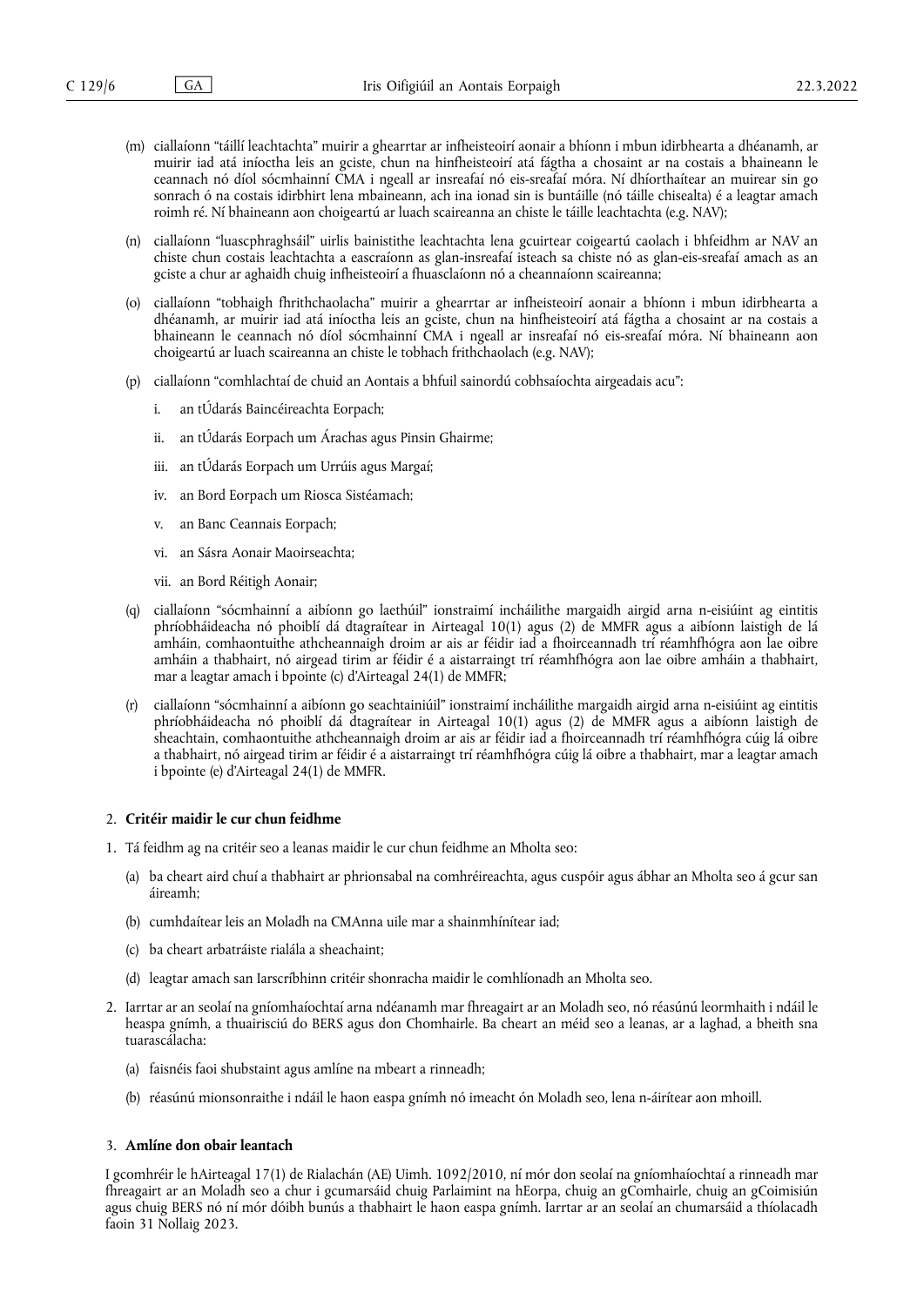(m) ciallaíonn "táillí leachtachta" muirir a ghearrtar ar infheisteoirí aonair a bhíonn i mbun idirbhearta a dhéanamh, ar muirir iad atá iníoctha leis an gciste, chun na hinfheisteoirí atá fágtha a chosaint ar na costais a bhaineann le ceannach nó díol sócmhainní CMA i ngeall ar insreafaí nó eis-sreafaí móra. Ní dhíorthaítear an muirear sin go sonrach ó na costais idirbhirt lena mbaineann, ach ina ionad sin is buntáille (nó táille chisealta) é a leagtar amach roimh ré. Ní bhaineann aon choigeartú ar luach scaireanna an chiste le táille leachtachta (e.g. NAV);

(n) ciallaíonn "luascphraghsáil" uirlis bainistithe leachtachta lena gcuirtear coigeartú caolach i bhfeidhm ar NAV an chiste chun costais leachtachta a eascraíonn as glan-insreafaí isteach sa chiste nó as glan-eis-sreafaí amach as an gciste a chur ar aghaidh chuig infheisteoirí a fhuasclaíonn nó a cheannaíonn scaireanna;

(o) ciallaíonn "tobhaigh fhrithchaolacha" muirir a ghearrtar ar infheisteoirí aonair a bhíonn i mbun idirbhearta a dhéanamh, ar muirir iad atá iníoctha leis an gciste, chun na hinfheisteoirí atá fágtha a chosaint ar na costais a bhaineann le ceannach nó díol sócmhainní CMA i ngeall ar insreafaí nó eis-sreafaí móra. Ní bhaineann aon choigeartú ar luach scaireanna an chiste le tobhach frithchaolach (e.g. NAV);

(p) ciallaíonn "comhlachtaí de chuid an Aontais a bhfuil sainordú cobhsaíochta airgeadais acu":

i. an tÚdarás Baincéireachta Eorpach;

ii. an tÚdarás Eorpach um Árachas agus Pinsin Ghairme;

iii. an tÚdarás Eorpach um Urrúis agus Margaí;

iv. an Bord Eorpach um Riosca Sistéamach;

v. an Banc Ceannais Eorpach;

vi. an Sásra Aonair Maoirseachta;

vii. an Bord Réitigh Aonair;

(q) ciallaíonn "sócmhainní a aibíonn go laethúil" ionstraimí incháilithe margaidh airgid arna n-eisiúint ag eintitis phríobháideacha nó phoiblí dá dtagraítear in Airteagal 10(1) agus (2) de MMFR agus a aibíonn laistigh de lá amháin, comhaontuithe athcheannaigh droim ar ais ar féidir iad a fhoirceannadh trí réamhfhógra aon lae oibre amháin a thabhairt, nó airgead tirim ar féidir é a aistarraingt trí réamhfhógra aon lae oibre amháin a thabhairt, mar a leagtar amach i bpointe (c) d'Airteagal 24(1) de MMFR;

(r) ciallaíonn "sócmhainní a aibíonn go seachtainiúil" ionstraimí incháilithe margaidh airgid arna n-eisiúint ag eintitis phríobháideacha nó phoiblí dá dtagraítear in Airteagal 10(1) agus (2) de MMFR agus a aibíonn laistigh de sheachtain, comhaontuithe athcheannaigh droim ar ais ar féidir iad a fhoirceannadh trí réamhfhógra cúig lá oibre a thabhairt, nó airgead tirim ar féidir é a aistarraingt trí réamhfhógra cúig lá oibre a thabhairt, mar a leagtar amach i bpointe (e) d'Airteagal 24(1) de MMFR.

## 2. Critéir maidir le cur chun feidhme

1. Tá feidhm ag na critéir seo a leanas maidir le cur chun feidhme an Mholta seo:

   (a) ba cheart aird chuí a thabhairt ar phrionsabal na comhréireachta, agus cuspóir agus ábhar an Mholta seo á gcur san áireamh;

   (b) cumhdaítear leis an Moladh na CMAnna uile mar a shainmhínítear iad;

   (c) ba cheart arbatráiste rialála a sheachaint;

   (d) leagtar amach san Iarscríbhinn critéir shonracha maidir le comhlíonadh an Mholta seo.

2. Iarrtar ar an seolaí na gníomhaíochtaí arna ndéanamh mar fhreagairt ar an Moladh seo, nó réasúnú leormhaith i ndáil le heaspa gnímh, a thuairisciú do BERS agus don Chomhairle. Ba cheart an méid seo a leanas, ar a laghad, a bheith sna tuarascálacha:

   (a) faisnéis faoi shubstaint agus amlíne na mbeart a rinneadh;

   (b) réasúnú mionsonraithe i ndáil le haon easpa gnímh nó imeacht ón Moladh seo, lena n-áirítear aon mhoill.

## 3. Amlíne don obair leantach

I gcomhréir le hAirteagal 17(1) de Rialachán (AE) Uimh. 1092/2010, ní mór don seolaí na gníomhaíochtaí a rinneadh mar fhreagairt ar an Moladh seo a chur i gcumarsáid chuig Parlaimint na hEorpa, chuig an gComhairle, chuig an gCoimisiún agus chuig BERS nó ní mór dóibh bunús a thabhairt le haon easpa gnímh. Iarrtar ar an seolaí an chumarsáid a thíolacadh faoin 31 Nollaig 2023.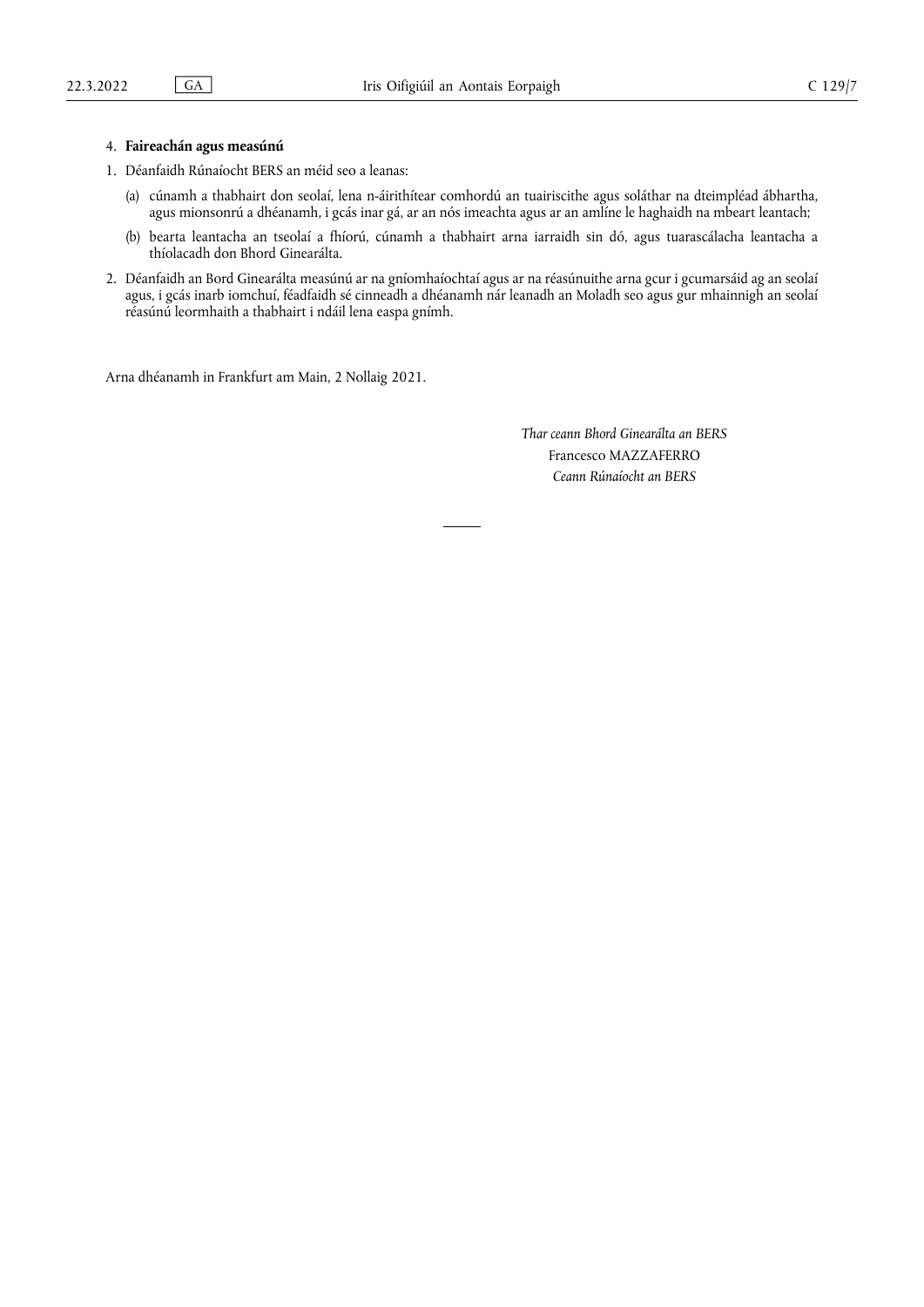4. **Faireachán agus measúnú**

1. Déanfaidh Rúnaíocht BERS an méid seo a leanas:

   (a) cúnamh a thabhairt don seolaí, lena n-áirithítear comhordú an tuairiscithe agus soláthar na dteimpléad ábhartha, agus mionsonrú a dhéanamh, i gcás inar gá, ar an nós imeachta agus ar an amlíne le haghaidh na mbeart leantach;

   (b) bearta leantacha an tseolaí a fhíorú, cúnamh a thabhairt arna iarraidh sin dó, agus tuarascálacha leantacha a thíolacadh don Bhord Ginearálta.

2. Déanfaidh an Bord Ginearálta measúnú ar na gníomhaíochtaí agus ar na réasúnuithe arna gcur i gcumarsáid ag an seolaí agus, i gcás inarb iomchuí, féadfaidh sé cinneadh a dhéanamh nár leanadh an Moladh seo agus gur mhainnigh an seolaí réasúnú leormhaith a thabhairt i ndáil lena easpa gnímh.

Arna dhéanamh in Frankfurt am Main, 2 Nollaig 2021.

*Thar ceann Bhord Ginearálta an BERS*
Francesco MAZZAFERRO
*Ceann Rúnaíocht an BERS*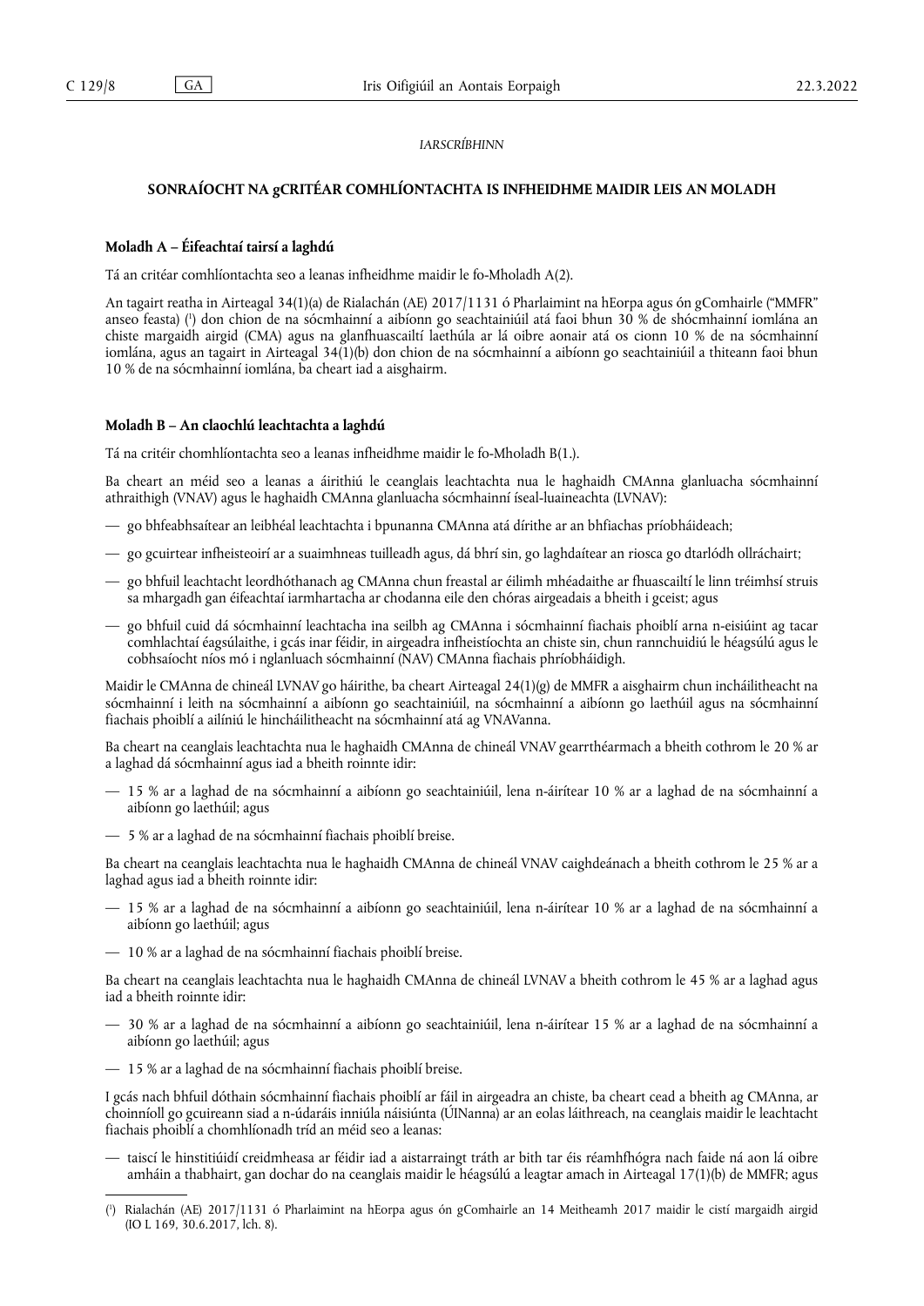*IARSCRÍBHINN*

## SONRAÍOCHT NA gCRITÉAR COMHLÍONTACHTA IS INFHEIDHME MAIDIR LEIS AN MOLADH

### Moladh A – Éifeachtaí tairsí a laghdú

Tá an critéar comhlíontachta seo a leanas infheidhme maidir le fo-Mholadh A(2).

An tagairt reatha in Airteagal 34(1)(a) de Rialachán (AE) 2017/1131 ó Pharlaimint na hEorpa agus ón gComhairle ("MMFR" anseo feasta) [1] don chion de na sócmhainní a aibíonn go seachtainiúil atá faoi bhun 30 % de shócmhainní iomlána an chiste margaidh airgid (CMA) agus na glanfhuascailtí laethúla ar lá oibre aonair atá os cionn 10 % de na sócmhainní iomlána, agus an tagairt in Airteagal 34(1)(b) don chion de na sócmhainní a aibíonn go seachtainiúil a thiteann faoi bhun 10 % de na sócmhainní iomlána, ba cheart iad a aisghairm.

### Moladh B – An claochlú leachtachta a laghdú

Tá na critéir chomhlíontachta seo a leanas infheidhme maidir le fo-Mholadh B(1.).

Ba cheart an méid seo a leanas a áirithiú le ceanglais leachtachta nua le haghaidh CMAnna glanluacha sócmhainní athraithigh (VNAV) agus le haghaidh CMAnna glanluacha sócmhainní íseal-luaineachta (LVNAV):

- go bhfeabhsaítear an leibhéal leachtachta i bpunanna CMAnna atá dírithe ar an bhfiachas príobháideach;
- go gcuirtear infheisteoirí ar a suaimhneas tuilleadh agus, dá bhrí sin, go laghdaítear an riosca go dtarlódh ollráchairt;
- go bhfuil leachtacht leordhóthanach ag CMAnna chun freastal ar éilimh mhéadaithe ar fhuascailtí le linn tréimhsí struis sa mhargadh gan éifeachtaí iarmhartacha ar chodanna eile den chóras airgeadais a bheith i gceist; agus
- go bhfuil cuid dá sócmhainní leachtacha ina seilbh ag CMAnna i sócmhainní fiachais phoiblí arna n-eisiúint ag tacar comhlachtaí éagsúlaithe, i gcás inar féidir, in airgeadra infheistíochta an chiste sin, chun rannchuidiú le héagsúlú agus le cobhsaíocht níos mó i nglanluach sócmhainní (NAV) CMAnna fiachais phríobháidigh.

Maidir le CMAnna de chineál LVNAV go háirithe, ba cheart Airteagal 24(1)(g) de MMFR a aisghairm chun incháilitheacht na sócmhainní i leith na sócmhainní a aibíonn go seachtainiúil, na sócmhainní a aibíonn go laethúil agus na sócmhainní fiachais phoiblí a ailíniú le hincháilitheacht na sócmhainní atá ag VNAVanna.

Ba cheart na ceanglais leachtachta nua le haghaidh CMAnna de chineál VNAV gearrthéarmach a bheith cothrom le 20 % ar a laghad dá sócmhainní agus iad a bheith roinnte idir:

- 15 % ar a laghad de na sócmhainní a aibíonn go seachtainiúil, lena n-áirítear 10 % ar a laghad de na sócmhainní a aibíonn go laethúil; agus
- 5 % ar a laghad de na sócmhainní fiachais phoiblí breise.

Ba cheart na ceanglais leachtachta nua le haghaidh CMAnna de chineál VNAV caighdeánach a bheith cothrom le 25 % ar a laghad agus iad a bheith roinnte idir:

- 15 % ar a laghad de na sócmhainní a aibíonn go seachtainiúil, lena n-áirítear 10 % ar a laghad de na sócmhainní a aibíonn go laethúil; agus
- 10 % ar a laghad de na sócmhainní fiachais phoiblí breise.

Ba cheart na ceanglais leachtachta nua le haghaidh CMAnna de chineál LVNAV a bheith cothrom le 45 % ar a laghad agus iad a bheith roinnte idir:

- 30 % ar a laghad de na sócmhainní a aibíonn go seachtainiúil, lena n-áirítear 15 % ar a laghad de na sócmhainní a aibíonn go laethúil; agus
- 15 % ar a laghad de na sócmhainní fiachais phoiblí breise.

I gcás nach bhfuil dóthain sócmhainní fiachais phoiblí ar fáil in airgeadra an chiste, ba cheart cead a bheith ag CMAnna, ar choinníoll go gcuireann siad a n-údaráis inniúla náisiúnta (ÚINanna) ar an eolas láithreach, na ceanglais maidir le leachtacht fiachais phoiblí a chomhlíonadh tríd an méid seo a leanas:

- taiscí le hinstitiúidí creidmheasa ar féidir iad a aistarraingt tráth ar bith tar éis réamhfhógra nach faide ná aon lá oibre amháin a thabhairt, gan dochar do na ceanglais maidir le héagsúlú a leagtar amach in Airteagal 17(1)(b) de MMFR; agus

---

[1] Rialachán (AE) 2017/1131 ó Pharlaimint na hEorpa agus ón gComhairle an 14 Meitheamh 2017 maidir le cistí margaidh airgid (IO L 169, 30.6.2017, lch. 8).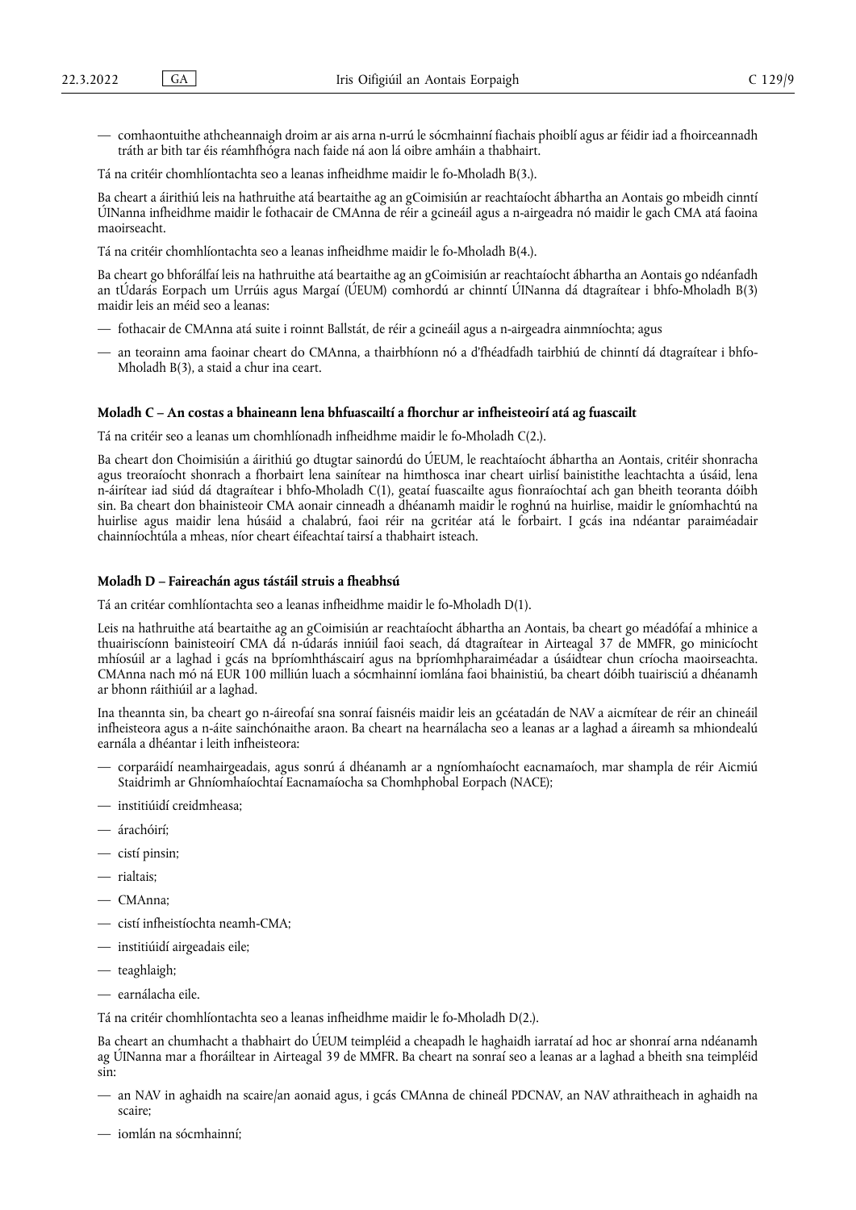— comhaontuithe athcheannaigh droim ar ais arna n-urrú le sócmhainní fiachais phoiblí agus ar féidir iad a fhoirceannadh tráth ar bith tar éis réamhfhógra nach faide ná aon lá oibre amháin a thabhairt.

Tá na critéir chomhlíontachta seo a leanas infheidhme maidir le fo-Mholadh B(3.).

Ba cheart a áirithiú leis na hathruithe atá beartaithe ag an gCoimisiún ar reachtaíocht ábhartha an Aontais go mbeidh cinntí ÚINanna infheidhme maidir le fothacair de CMAnna de réir a gcineáil agus a n-airgeadra nó maidir le gach CMA atá faoina maoirseacht.

Tá na critéir chomhlíontachta seo a leanas infheidhme maidir le fo-Mholadh B(4.).

Ba cheart go bhforálfaí leis na hathruithe atá beartaithe ag an gCoimisiún ar reachtaíocht ábhartha an Aontais go ndéanfadh an tÚdarás Eorpach um Urrúis agus Margaí (ÚEUM) comhordú ar chinntí ÚINanna dá dtagraítear i bhfo-Mholadh B(3) maidir leis an méid seo a leanas:

— fothacair de CMAnna atá suite i roinnt Ballstát, de réir a gcineáil agus a n-airgeadra ainmníochta; agus

— an teorainn ama faoinar cheart do CMAnna, a thairbhíonn nó a d'fhéadfadh tairbhiú de chinntí dá dtagraítear i bhfo-Mholadh B(3), a staid a chur ina ceart.

**Moladh C – An costas a bhaineann lena bhfuascailtí a fhorchur ar infheisteoirí atá ag fuascailt**

Tá na critéir seo a leanas um chomhlíonadh infheidhme maidir le fo-Mholadh C(2.).

Ba cheart don Choimisiún a áirithiú go dtugtar sainordú do ÚEUM, le reachtaíocht ábhartha an Aontais, critéir shonracha agus treoraíocht shonrach a fhorbairt lena sainítear na himthosca inar cheart uirlisí bainistithe leachtachta a úsáid, lena n-áirítear iad siúd dá dtagraítear i bhfo-Mholadh C(1), geataí fuascailte agus fionraíochtaí ach gan bheith teoranta dóibh sin. Ba cheart don bhainisteoir CMA aonair cinneadh a dhéanamh maidir le roghnú na huirlise, maidir le gníomhachtú na huirlise agus maidir lena húsáid a chalabrú, faoi réir na gcritéar atá le forbairt. I gcás ina ndéantar paraiméadair chainníochtúla a mheas, níor cheart éifeachtaí tairsí a thabhairt isteach.

**Moladh D – Faireachán agus tástáil struis a fheabhsú**

Tá an critéar comhlíontachta seo a leanas infheidhme maidir le fo-Mholadh D(1).

Leis na hathruithe atá beartaithe ag an gCoimisiún ar reachtaíocht ábhartha an Aontais, ba cheart go méadófaí a mhinice a thuairiscíonn bainisteoirí CMA dá n-údarás inniúil faoi seach, dá dtagraítear in Airteagal 37 de MMFR, go minicíocht mhíosúil ar a laghad i gcás na bpríomhtháscairí agus na bpríomhpharaiméadar a úsáidtear chun críocha maoirseachta. CMAnna nach mó ná EUR 100 milliún luach a sócmhainní iomlána faoi bhainistiú, ba cheart dóibh tuairisciú a dhéanamh ar bhonn ráithiúil ar a laghad.

Ina theannta sin, ba cheart go n-áireofaí sna sonraí faisnéis maidir leis an gcéatadán de NAV a aicmítear de réir an chineáil infheisteora agus a n-áite sainchónaithe araon. Ba cheart na hearnálacha seo a leanas ar a laghad a áireamh sa mhiondealú earnála a dhéantar i leith infheisteora:

— corparáidí neamhairgeadais, agus sonrú á dhéanamh ar a ngníomhaíocht eacnamaíoch, mar shampla de réir Aicmiú Staidrimh ar Ghníomhaíochtaí Eacnamaíocha sa Chomhphobal Eorpach (NACE);

— institiúidí creidmheasa;

— árachóirí;

— cistí pinsin;

— rialtais;

— CMAnna;

— cistí infheistíochta neamh-CMA;

— institiúidí airgeadais eile;

— teaghlaigh;

— earnálacha eile.

Tá na critéir chomhlíontachta seo a leanas infheidhme maidir le fo-Mholadh D(2.).

Ba cheart an chumhacht a thabhairt do ÚEUM teimpléid a cheapadh le haghaidh iarrataí ad hoc ar shonraí arna ndéanamh ag ÚINanna mar a fhoráiltear in Airteagal 39 de MMFR. Ba cheart na sonraí seo a leanas ar a laghad a bheith sna teimpléid sin:

— an NAV in aghaidh na scaire/an aonaid agus, i gcás CMAnna de chineál PDCNAV, an NAV athraitheach in aghaidh na scaire;

— iomlán na sócmhainní;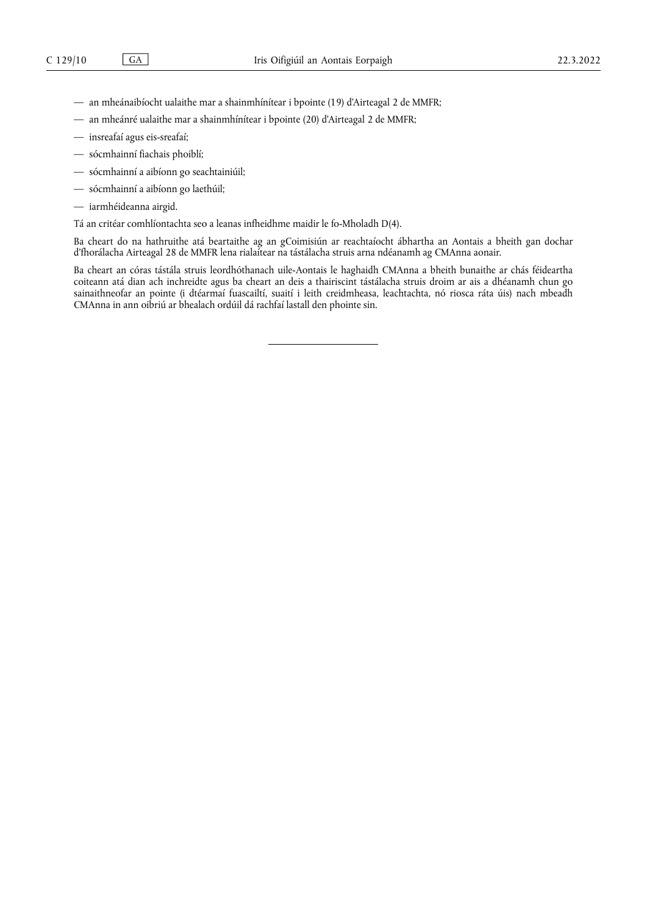- an mheánaibíocht ualaithe mar a shainmhínítear i bpointe (19) d'Airteagal 2 de MMFR;
- an mheánré ualaithe mar a shainmhínítear i bpointe (20) d'Airteagal 2 de MMFR;
- insreafaí agus eis-sreafaí;
- sócmhainní fiachais phoiblí;
- sócmhainní a aibíonn go seachtainiúil;
- sócmhainní a aibíonn go laethúil;
- iarmhéideanna airgid.

Tá an critéar comhlíontachta seo a leanas infheidhme maidir le fo-Mholadh D(4).

Ba cheart do na hathruithe atá beartaithe ag an gCoimisiún ar reachtaíocht ábhartha an Aontais a bheith gan dochar d'fhorálacha Airteagal 28 de MMFR lena rialaítear na tástálacha struis arna ndéanamh ag CMAnna aonair.

Ba cheart an córas tástála struis leordhóthanach uile-Aontais le haghaidh CMAnna a bheith bunaithe ar chás féideartha coiteann atá dian ach inchreidte agus ba cheart an deis a thairiscint tástálacha struis droim ar ais a dhéanamh chun go sainaithneofar an pointe (i dtéarmaí fuascailtí, suaití i leith creidmheasa, leachtachta, nó riosca ráta úis) nach mbeadh CMAnna in ann oibriú ar bhealach ordúil dá rachfaí lastall den phointe sin.